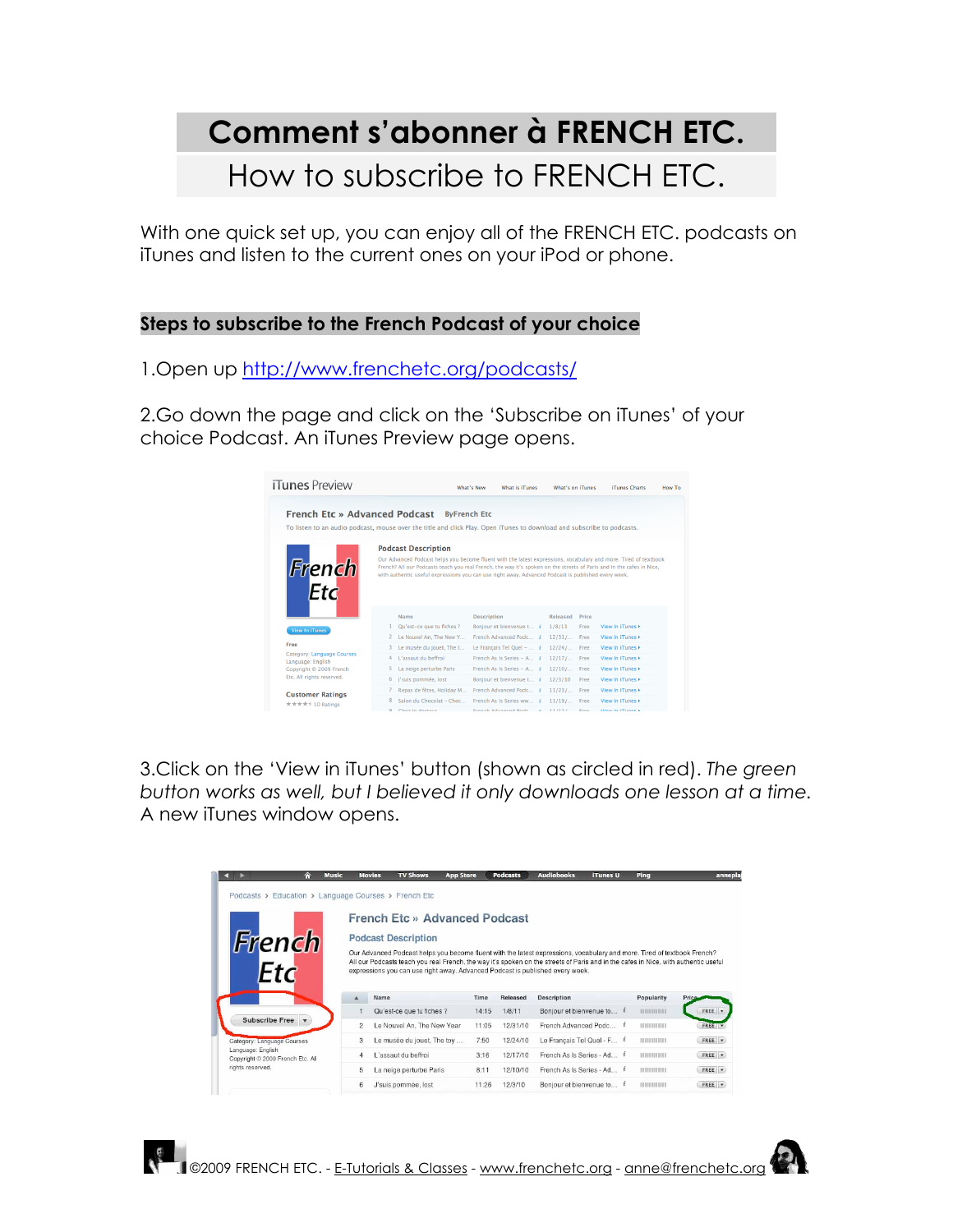# Comment s'abonner à FRENCH ETC.

## How to subscribe to FRENCH ETC.

With one quick set up, you can enjoy all of the FRENCH ETC. podcasts on iTunes and listen to the current ones on your iPod or phone.

**Steps to subscribe to the French Podcast of your choice**

1.Open up [http://www.frenchetc.org/podcasts/](http://www.frenchetc.org/podcasts/)

2.Go down the page and click on the 'Subscribe on iTunes' of your choice Podcast. An iTunes Preview page opens.

3.Click on the 'View in iTunes' button (shown as circled in red). *The green button works as well, but I believed it only downloads one lesson at a time.* A new iTunes window opens.

©2009 FRENCH ETC. - E-Tutorials & Classes - www.frenchetc.org - anne@frenchetc.org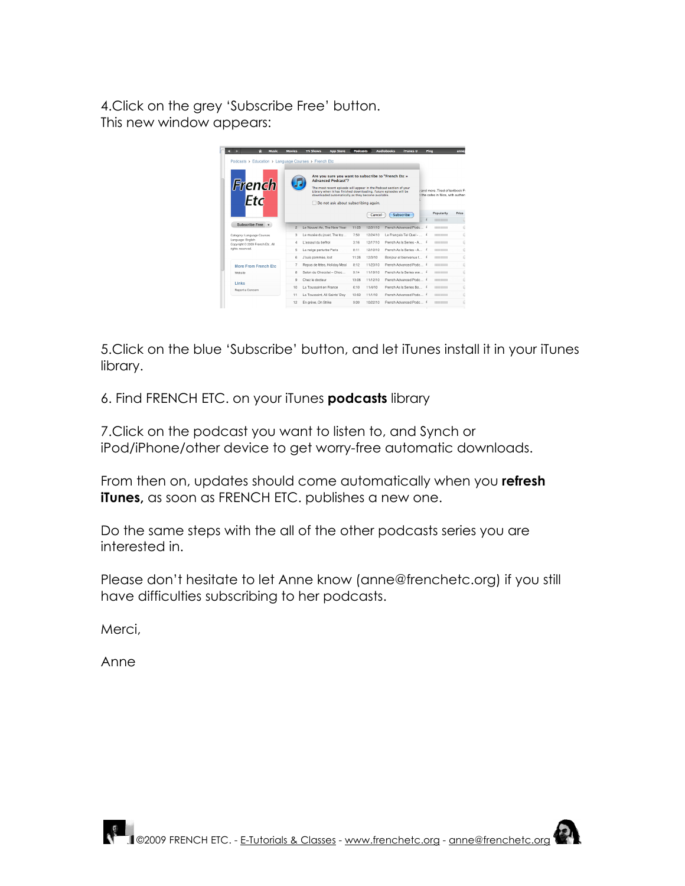4.Click on the grey 'Subscribe Free' button.
This new window appears:

5.Click on the blue 'Subscribe' button, and let iTunes install it in your iTunes library.

6. Find FRENCH ETC. on your iTunes **podcasts** library

7.Click on the podcast you want to listen to, and Synch or iPod/iPhone/other device to get worry-free automatic downloads.

From then on, updates should come automatically when you **refresh iTunes,** as soon as FRENCH ETC. publishes a new one.

Do the same steps with the all of the other podcasts series you are interested in.

Please don't hesitate to let Anne know (anne@frenchetc.org) if you still have difficulties subscribing to her podcasts.

Merci,

Anne